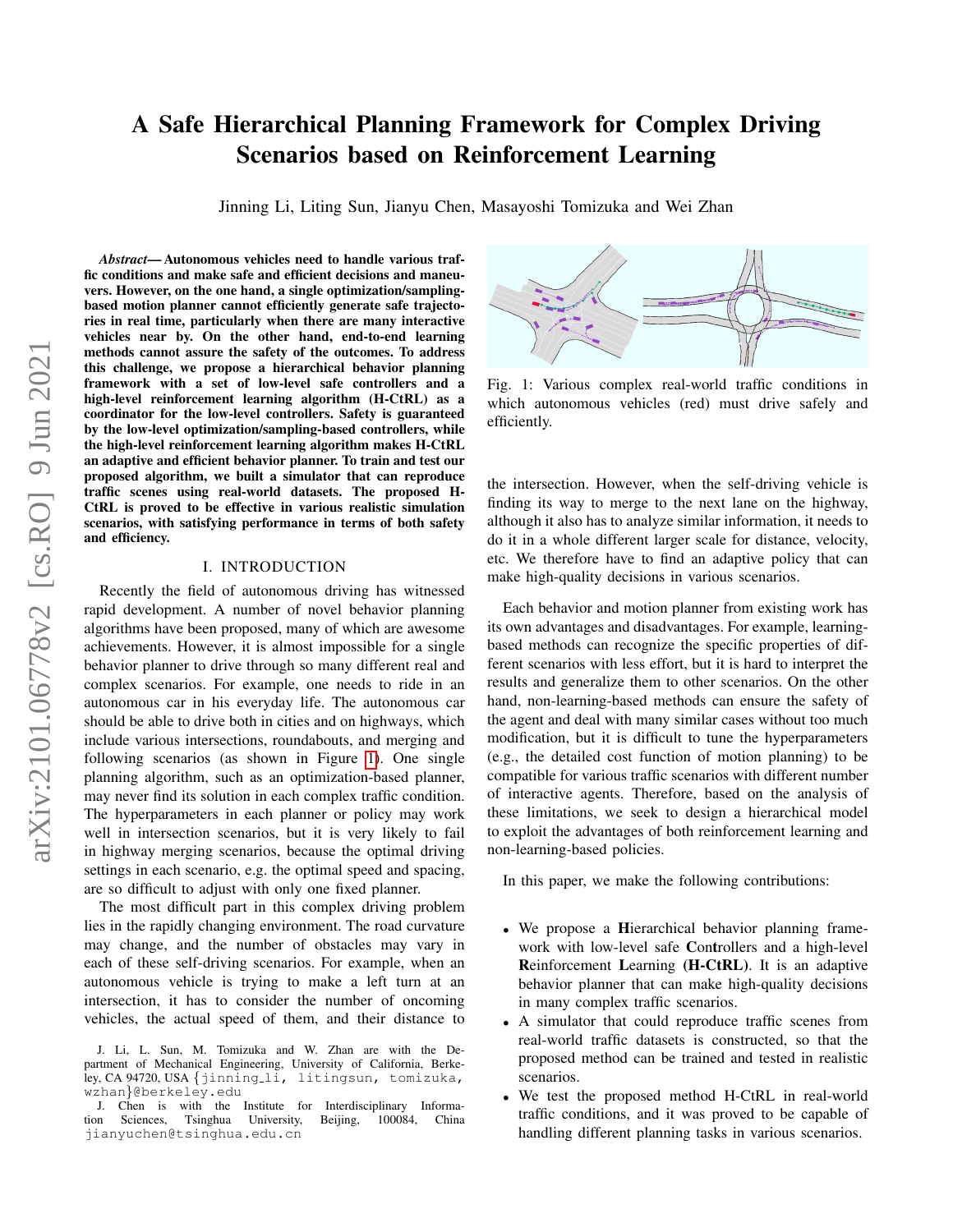# A Safe Hierarchical Planning Framework for Complex Driving Scenarios based on Reinforcement Learning

Jinning Li, Liting Sun, Jianyu Chen, Masayoshi Tomizuka and Wei Zhan

***Abstract*— Autonomous vehicles need to handle various traffic conditions and make safe and efficient decisions and maneuvers. However, on the one hand, a single optimization/sampling-based motion planner cannot efficiently generate safe trajectories in real time, particularly when there are many interactive vehicles near by. On the other hand, end-to-end learning methods cannot assure the safety of the outcomes. To address this challenge, we propose a hierarchical behavior planning framework with a set of low-level safe controllers and a high-level reinforcement learning algorithm (H-CtRL) as a coordinator for the low-level controllers. Safety is guaranteed by the low-level optimization/sampling-based controllers, while the high-level reinforcement learning algorithm makes H-CtRL an adaptive and efficient behavior planner. To train and test our proposed algorithm, we built a simulator that can reproduce traffic scenes using real-world datasets. The proposed H-CtRL is proved to be effective in various realistic simulation scenarios, with satisfying performance in terms of both safety and efficiency.**

Fig. 1: Various complex real-world traffic conditions in which autonomous vehicles (red) must drive safely and efficiently.

## I. INTRODUCTION

Recently the field of autonomous driving has witnessed rapid development. A number of novel behavior planning algorithms have been proposed, many of which are awesome achievements. However, it is almost impossible for a single behavior planner to drive through so many different real and complex scenarios. For example, one needs to ride in an autonomous car in his everyday life. The autonomous car should be able to drive both in cities and on highways, which include various intersections, roundabouts, and merging and following scenarios (as shown in Figure 1). One single planning algorithm, such as an optimization-based planner, may never find its solution in each complex traffic condition. The hyperparameters in each planner or policy may work well in intersection scenarios, but it is very likely to fail in highway merging scenarios, because the optimal driving settings in each scenario, e.g. the optimal speed and spacing, are so difficult to adjust with only one fixed planner.

The most difficult part in this complex driving problem lies in the rapidly changing environment. The road curvature may change, and the number of obstacles may vary in each of these self-driving scenarios. For example, when an autonomous vehicle is trying to make a left turn at an intersection, it has to consider the number of oncoming vehicles, the actual speed of them, and their distance to the intersection. However, when the self-driving vehicle is finding its way to merge to the next lane on the highway, although it also has to analyze similar information, it needs to do it in a whole different larger scale for distance, velocity, etc. We therefore have to find an adaptive policy that can make high-quality decisions in various scenarios.

Each behavior and motion planner from existing work has its own advantages and disadvantages. For example, learning-based methods can recognize the specific properties of different scenarios with less effort, but it is hard to interpret the results and generalize them to other scenarios. On the other hand, non-learning-based methods can ensure the safety of the agent and deal with many similar cases without too much modification, but it is difficult to tune the hyperparameters (e.g., the detailed cost function of motion planning) to be compatible for various traffic scenarios with different number of interactive agents. Therefore, based on the analysis of these limitations, we seek to design a hierarchical model to exploit the advantages of both reinforcement learning and non-learning-based policies.

In this paper, we make the following contributions:

- We propose a **H**ierarchical behavior planning framework with low-level safe **C**on**t**rollers and a high-level **R**einforcement **L**earning **(H-CtRL)**. It is an adaptive behavior planner that can make high-quality decisions in many complex traffic scenarios.
- A simulator that could reproduce traffic scenes from real-world traffic datasets is constructed, so that the proposed method can be trained and tested in realistic scenarios.
- We test the proposed method H-CtRL in real-world traffic conditions, and it was proved to be capable of handling different planning tasks in various scenarios.

J. Li, L. Sun, M. Tomizuka and W. Zhan are with the Department of Mechanical Engineering, University of California, Berkeley, CA 94720, USA {jinning_li, litingsun, tomizuka, wzhan}@berkeley.edu

J. Chen is with the Institute for Interdisciplinary Information Sciences, Tsinghua University, Beijing, 100084, China jianyuchen@tsinghua.edu.cn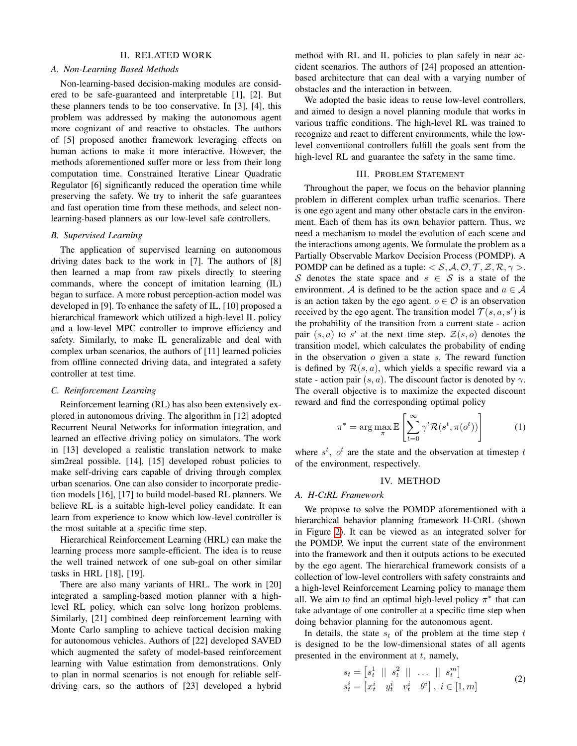## II. RELATED WORK

### A. Non-Learning Based Methods

Non-learning-based decision-making modules are considered to be safe-guaranteed and interpretable [1], [2]. But these planners tends to be too conservative. In [3], [4], this problem was addressed by making the autonomous agent more cognizant of and reactive to obstacles. The authors of [5] proposed another framework leveraging effects on human actions to make it more interactive. However, the methods aforementioned suffer more or less from their long computation time. Constrained Iterative Linear Quadratic Regulator [6] significantly reduced the operation time while preserving the safety. We try to inherit the safe guarantees and fast operation time from these methods, and select non-learning-based planners as our low-level safe controllers.

### B. Supervised Learning

The application of supervised learning on autonomous driving dates back to the work in [7]. The authors of [8] then learned a map from raw pixels directly to steering commands, where the concept of imitation learning (IL) began to surface. A more robust perception-action model was developed in [9]. To enhance the safety of IL, [10] proposed a hierarchical framework which utilized a high-level IL policy and a low-level MPC controller to improve efficiency and safety. Similarly, to make IL generalizable and deal with complex urban scenarios, the authors of [11] learned policies from offline connected driving data, and integrated a safety controller at test time.

### C. Reinforcement Learning

Reinforcement learning (RL) has also been extensively explored in autonomous driving. The algorithm in [12] adopted Recurrent Neural Networks for information integration, and learned an effective driving policy on simulators. The work in [13] developed a realistic translation network to make sim2real possible. [14], [15] developed robust policies to make self-driving cars capable of driving through complex urban scenarios. One can also consider to incorporate prediction models [16], [17] to build model-based RL planners. We believe RL is a suitable high-level policy candidate. It can learn from experience to know which low-level controller is the most suitable at a specific time step.

Hierarchical Reinforcement Learning (HRL) can make the learning process more sample-efficient. The idea is to reuse the well trained network of one sub-goal on other similar tasks in HRL [18], [19].

There are also many variants of HRL. The work in [20] integrated a sampling-based motion planner with a high-level RL policy, which can solve long horizon problems. Similarly, [21] combined deep reinforcement learning with Monte Carlo sampling to achieve tactical decision making for autonomous vehicles. Authors of [22] developed SAVED which augmented the safety of model-based reinforcement learning with Value estimation from demonstrations. Only to plan in normal scenarios is not enough for reliable self-driving cars, so the authors of [23] developed a hybrid method with RL and IL policies to plan safely in near accident scenarios. The authors of [24] proposed an attention-based architecture that can deal with a varying number of obstacles and the interaction in between.

We adopted the basic ideas to reuse low-level controllers, and aimed to design a novel planning module that works in various traffic conditions. The high-level RL was trained to recognize and react to different environments, while the low-level conventional controllers fulfill the goals sent from the high-level RL and guarantee the safety in the same time.

## III. PROBLEM STATEMENT

Throughout the paper, we focus on the behavior planning problem in different complex urban traffic scenarios. There is one ego agent and many other obstacle cars in the environment. Each of them has its own behavior pattern. Thus, we need a mechanism to model the evolution of each scene and the interactions among agents. We formulate the problem as a Partially Observable Markov Decision Process (POMDP). A POMDP can be defined as a tuple: $< \mathcal{S}, \mathcal{A}, \mathcal{O}, \mathcal{T}, \mathcal{Z}, \mathcal{R}, \gamma >$. $\mathcal{S}$ denotes the state space and $s \in \mathcal{S}$ is a state of the environment. $\mathcal{A}$ is defined to be the action space and $a \in \mathcal{A}$ is an action taken by the ego agent. $o \in \mathcal{O}$ is an observation received by the ego agent. The transition model $\mathcal{T}(s, a, s')$ is the probability of the transition from a current state - action pair $(s, a)$ to $s'$ at the next time step. $\mathcal{Z}(s, o)$ denotes the transition model, which calculates the probability of ending in the observation $o$ given a state $s$. The reward function is defined by $\mathcal{R}(s, a)$, which yields a specific reward via a state - action pair $(s, a)$. The discount factor is denoted by $\gamma$. The overall objective is to maximize the expected discount reward and find the corresponding optimal policy

$$\pi^* = \arg\max_{\pi} \mathbb{E}\left[\sum_{t=0}^{\infty} \gamma^t \mathcal{R}(s^t, \pi(o^t))\right] \tag{1}$$

where $s^t$, $o^t$ are the state and the observation at timestep $t$ of the environment, respectively.

## IV. METHOD

### A. H-CtRL Framework

We propose to solve the POMDP aforementioned with a hierarchical behavior planning framework H-CtRL (shown in Figure 2). It can be viewed as an integrated solver for the POMDP. We input the current state of the environment into the framework and then it outputs actions to be executed by the ego agent. The hierarchical framework consists of a collection of low-level controllers with safety constraints and a high-level Reinforcement Learning policy to manage them all. We aim to find an optimal high-level policy $\pi^*$ that can take advantage of one controller at a specific time step when doing behavior planning for the autonomous agent.

In details, the state $s_t$ of the problem at the time step $t$ is designed to be the low-dimensional states of all agents presented in the environment at $t$, namely,

$$\begin{aligned} s_t &= \begin{bmatrix} s_t^1 & || & s_t^2 & || & \dots & || & s_t^m \end{bmatrix} \\ s_t^i &= \begin{bmatrix} x_t^i & y_t^i & v_t^i & \theta^i \end{bmatrix},\ i \in [1, m] \end{aligned} \tag{2}$$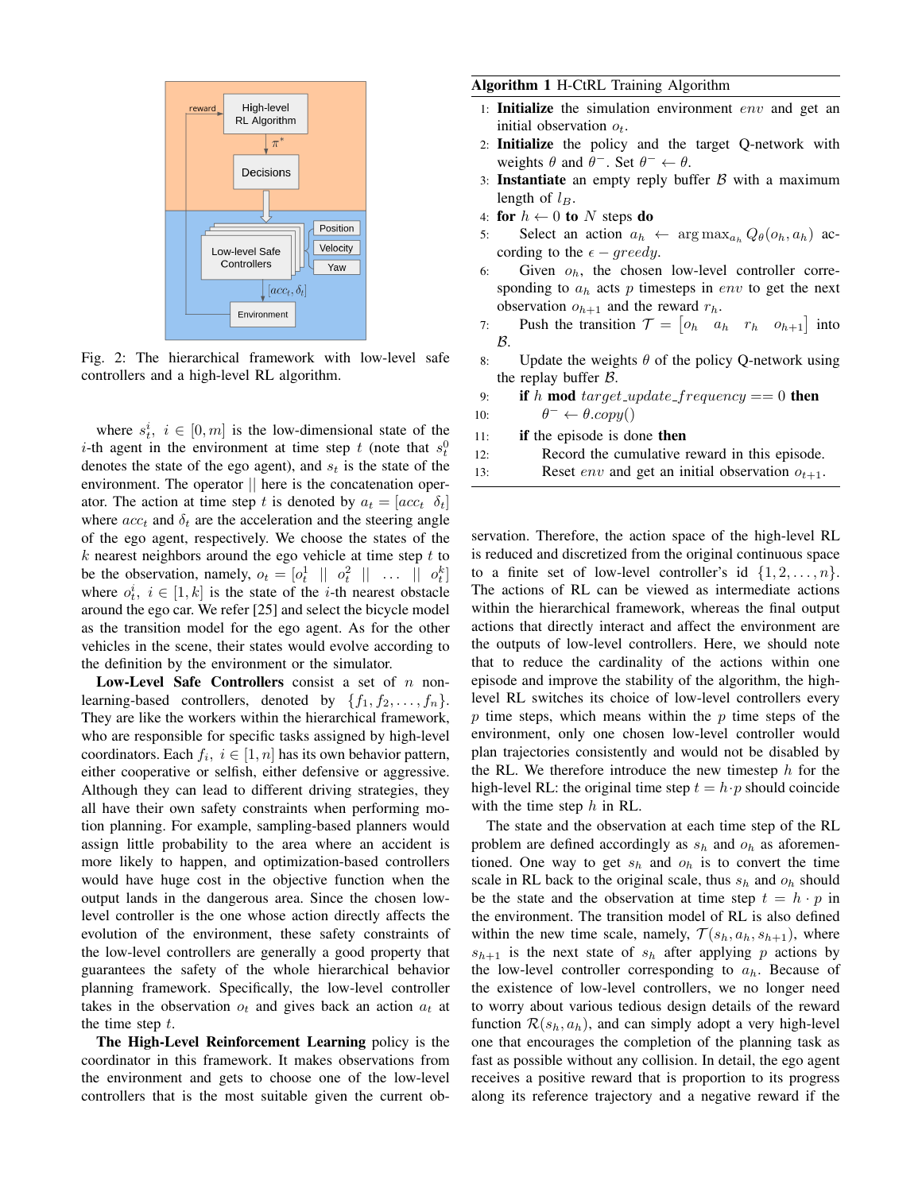Fig. 2: The hierarchical framework with low-level safe controllers and a high-level RL algorithm.

where $s_t^i,\ i \in [0, m]$ is the low-dimensional state of the $i$-th agent in the environment at time step $t$ (note that $s_t^0$ denotes the state of the ego agent), and $s_t$ is the state of the environment. The operator $||$ here is the concatenation operator. The action at time step $t$ is denoted by $a_t = [acc_t \;\; \delta_t]$ where $acc_t$ and $\delta_t$ are the acceleration and the steering angle of the ego agent, respectively. We choose the states of the $k$ nearest neighbors around the ego vehicle at time step $t$ to be the observation, namely, $o_t = [o_t^1 \;\; || \;\; o_t^2 \;\; || \;\; \dots \;\; || \;\; o_t^k]$ where $o_t^i,\ i \in [1, k]$ is the state of the $i$-th nearest obstacle around the ego car. We refer [25] and select the bicycle model as the transition model for the ego agent. As for the other vehicles in the scene, their states would evolve according to the definition by the environment or the simulator.

**Low-Level Safe Controllers** consist a set of $n$ non-learning-based controllers, denoted by $\{f_1, f_2, \dots, f_n\}$. They are like the workers within the hierarchical framework, who are responsible for specific tasks assigned by high-level coordinators. Each $f_i,\ i \in [1, n]$ has its own behavior pattern, either cooperative or selfish, either defensive or aggressive. Although they can lead to different driving strategies, they all have their own safety constraints when performing motion planning. For example, sampling-based planners would assign little probability to the area where an accident is more likely to happen, and optimization-based controllers would have huge cost in the objective function when the output lands in the dangerous area. Since the chosen low-level controller is the one whose action directly affects the evolution of the environment, these safety constraints of the low-level controllers are generally a good property that guarantees the safety of the whole hierarchical behavior planning framework. Specifically, the low-level controller takes in the observation $o_t$ and gives back an action $a_t$ at the time step $t$.

**The High-Level Reinforcement Learning** policy is the coordinator in this framework. It makes observations from the environment and gets to choose one of the low-level controllers that is the most suitable given the current observation. Therefore, the action space of the high-level RL is reduced and discretized from the original continuous space to a finite set of low-level controller's id $\{1, 2, \dots, n\}$. The actions of RL can be viewed as intermediate actions within the hierarchical framework, whereas the final output actions that directly interact and affect the environment are the outputs of low-level controllers. Here, we should note that to reduce the cardinality of the actions within one episode and improve the stability of the algorithm, the high-level RL switches its choice of low-level controllers every $p$ time steps, which means within the $p$ time steps of the environment, only one chosen low-level controller would plan trajectories consistently and would not be disabled by the RL. We therefore introduce the new timestep $h$ for the high-level RL: the original time step $t = h \cdot p$ should coincide with the time step $h$ in RL.

The state and the observation at each time step of the RL problem are defined accordingly as $s_h$ and $o_h$ as aforementioned. One way to get $s_h$ and $o_h$ is to convert the time scale in RL back to the original scale, thus $s_h$ and $o_h$ should be the state and the observation at time step $t = h \cdot p$ in the environment. The transition model of RL is also defined within the new time scale, namely, $\mathcal{T}(s_h, a_h, s_{h+1})$, where $s_{h+1}$ is the next state of $s_h$ after applying $p$ actions by the low-level controller corresponding to $a_h$. Because of the existence of low-level controllers, we no longer need to worry about various tedious design details of the reward function $\mathcal{R}(s_h, a_h)$, and can simply adopt a very high-level one that encourages the completion of the planning task as fast as possible without any collision. In detail, the ego agent receives a positive reward that is proportion to its progress along its reference trajectory and a negative reward if the

**Algorithm 1** H-CtRL Training Algorithm

1: **Initialize** the simulation environment $env$ and get an initial observation $o_t$.
2: **Initialize** the policy and the target Q-network with weights $\theta$ and $\theta^-$. Set $\theta^- \leftarrow \theta$.
3: **Instantiate** an empty reply buffer $\mathcal{B}$ with a maximum length of $l_B$.
4: **for** $h \leftarrow 0$ **to** $N$ steps **do**
5: &nbsp;&nbsp;&nbsp;&nbsp;Select an action $a_h \leftarrow \arg\max_{a_h} Q_\theta(o_h, a_h)$ according to the $\epsilon - greedy$.
6: &nbsp;&nbsp;&nbsp;&nbsp;Given $o_h$, the chosen low-level controller corresponding to $a_h$ acts $p$ timesteps in $env$ to get the next observation $o_{h+1}$ and the reward $r_h$.
7: &nbsp;&nbsp;&nbsp;&nbsp;Push the transition $\mathcal{T} = [o_h \;\; a_h \;\; r_h \;\; o_{h+1}]$ into $\mathcal{B}$.
8: &nbsp;&nbsp;&nbsp;&nbsp;Update the weights $\theta$ of the policy Q-network using the replay buffer $\mathcal{B}$.
9: &nbsp;&nbsp;&nbsp;&nbsp;**if** $h$ **mod** $target\_update\_frequency == 0$ **then**
10: &nbsp;&nbsp;&nbsp;&nbsp;&nbsp;&nbsp;&nbsp;&nbsp;$\theta^- \leftarrow \theta.copy()$
11: &nbsp;&nbsp;&nbsp;&nbsp;**if** the episode is done **then**
12: &nbsp;&nbsp;&nbsp;&nbsp;&nbsp;&nbsp;&nbsp;&nbsp;Record the cumulative reward in this episode.
13: &nbsp;&nbsp;&nbsp;&nbsp;&nbsp;&nbsp;&nbsp;&nbsp;Reset $env$ and get an initial observation $o_{t+1}$.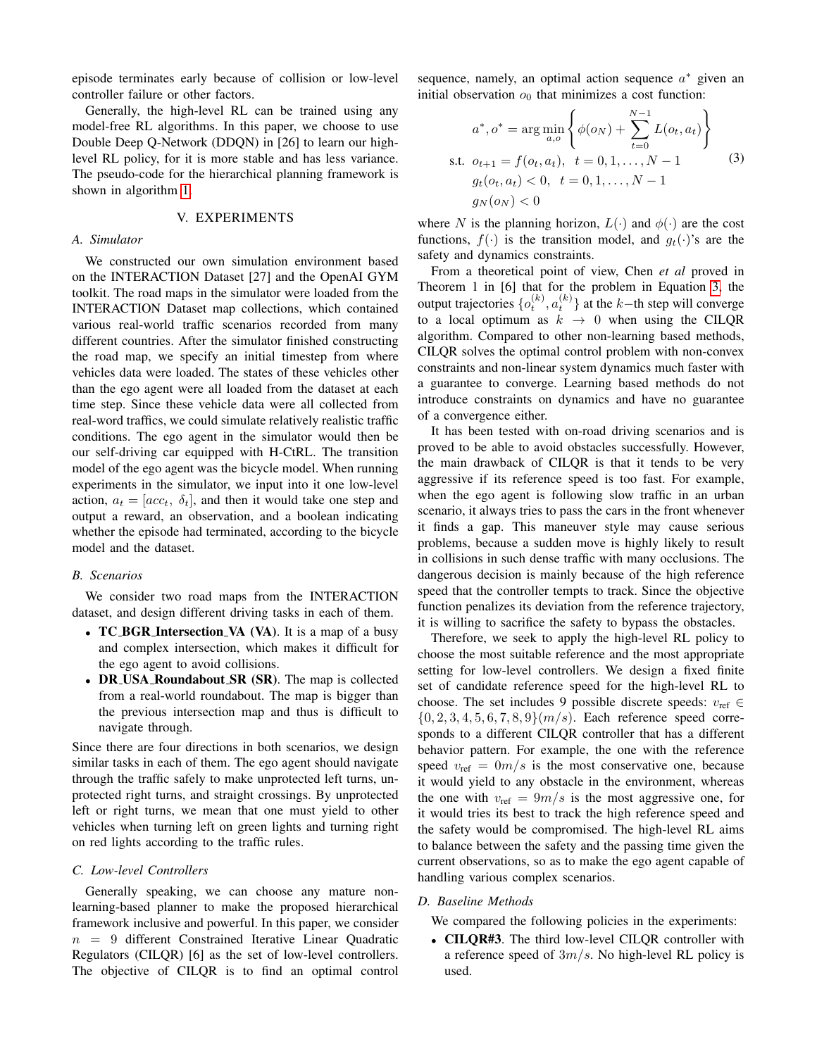episode terminates early because of collision or low-level controller failure or other factors.

Generally, the high-level RL can be trained using any model-free RL algorithms. In this paper, we choose to use Double Deep Q-Network (DDQN) in [26] to learn our high-level RL policy, for it is more stable and has less variance. The pseudo-code for the hierarchical planning framework is shown in algorithm 1.

## V. EXPERIMENTS

### A. Simulator

We constructed our own simulation environment based on the INTERACTION Dataset [27] and the OpenAI GYM toolkit. The road maps in the simulator were loaded from the INTERACTION Dataset map collections, which contained various real-world traffic scenarios recorded from many different countries. After the simulator finished constructing the road map, we specify an initial timestep from where vehicles data were loaded. The states of these vehicles other than the ego agent were all loaded from the dataset at each time step. Since these vehicle data were all collected from real-word traffics, we could simulate relatively realistic traffic conditions. The ego agent in the simulator would then be our self-driving car equipped with H-CtRL. The transition model of the ego agent was the bicycle model. When running experiments in the simulator, we input into it one low-level action, $a_t = [acc_t,\ \delta_t]$, and then it would take one step and output a reward, an observation, and a boolean indicating whether the episode had terminated, according to the bicycle model and the dataset.

### B. Scenarios

We consider two road maps from the INTERACTION dataset, and design different driving tasks in each of them.

- **TC_BGR_Intersection_VA (VA)**. It is a map of a busy and complex intersection, which makes it difficult for the ego agent to avoid collisions.
- **DR_USA_Roundabout_SR (SR)**. The map is collected from a real-world roundabout. The map is bigger than the previous intersection map and thus is difficult to navigate through.

Since there are four directions in both scenarios, we design similar tasks in each of them. The ego agent should navigate through the traffic safely to make unprotected left turns, unprotected right turns, and straight crossings. By unprotected left or right turns, we mean that one must yield to other vehicles when turning left on green lights and turning right on red lights according to the traffic rules.

### C. Low-level Controllers

Generally speaking, we can choose any mature non-learning-based planner to make the proposed hierarchical framework inclusive and powerful. In this paper, we consider $n = 9$ different Constrained Iterative Linear Quadratic Regulators (CILQR) [6] as the set of low-level controllers. The objective of CILQR is to find an optimal control sequence, namely, an optimal action sequence $a^*$ given an initial observation $o_0$ that minimizes a cost function:

$$
\begin{aligned}
a^*, o^* = \arg\min_{a,o} &\left\{ \phi(o_N) + \sum_{t=0}^{N-1} L(o_t, a_t) \right\} \\
\text{s.t.}\ \ & o_{t+1} = f(o_t, a_t),\ \ t = 0, 1, \ldots, N-1 \\
& g_t(o_t, a_t) < 0,\ \ t = 0, 1, \ldots, N-1 \\
& g_N(o_N) < 0
\end{aligned}
\tag{3}
$$

where $N$ is the planning horizon, $L(\cdot)$ and $\phi(\cdot)$ are the cost functions, $f(\cdot)$ is the transition model, and $g_t(\cdot)$'s are the safety and dynamics constraints.

From a theoretical point of view, Chen *et al* proved in Theorem 1 in [6] that for the problem in Equation 3, the output trajectories $\{o_t^{(k)}, a_t^{(k)}\}$ at the $k-$th step will converge to a local optimum as $k \to 0$ when using the CILQR algorithm. Compared to other non-learning based methods, CILQR solves the optimal control problem with non-convex constraints and non-linear system dynamics much faster with a guarantee to converge. Learning based methods do not introduce constraints on dynamics and have no guarantee of a convergence either.

It has been tested with on-road driving scenarios and is proved to be able to avoid obstacles successfully. However, the main drawback of CILQR is that it tends to be very aggressive if its reference speed is too fast. For example, when the ego agent is following slow traffic in an urban scenario, it always tries to pass the cars in the front whenever it finds a gap. This maneuver style may cause serious problems, because a sudden move is highly likely to result in collisions in such dense traffic with many occlusions. The dangerous decision is mainly because of the high reference speed that the controller tempts to track. Since the objective function penalizes its deviation from the reference trajectory, it is willing to sacrifice the safety to bypass the obstacles.

Therefore, we seek to apply the high-level RL policy to choose the most suitable reference and the most appropriate setting for low-level controllers. We design a fixed finite set of candidate reference speed for the high-level RL to choose. The set includes 9 possible discrete speeds: $v_{\text{ref}} \in \{0, 2, 3, 4, 5, 6, 7, 8, 9\}(m/s)$. Each reference speed corresponds to a different CILQR controller that has a different behavior pattern. For example, the one with the reference speed $v_{\text{ref}} = 0m/s$ is the most conservative one, because it would yield to any obstacle in the environment, whereas the one with $v_{\text{ref}} = 9m/s$ is the most aggressive one, for it would tries its best to track the high reference speed and the safety would be compromised. The high-level RL aims to balance between the safety and the passing time given the current observations, so as to make the ego agent capable of handling various complex scenarios.

### D. Baseline Methods

We compared the following policies in the experiments:

- **CILQR#3**. The third low-level CILQR controller with a reference speed of $3m/s$. No high-level RL policy is used.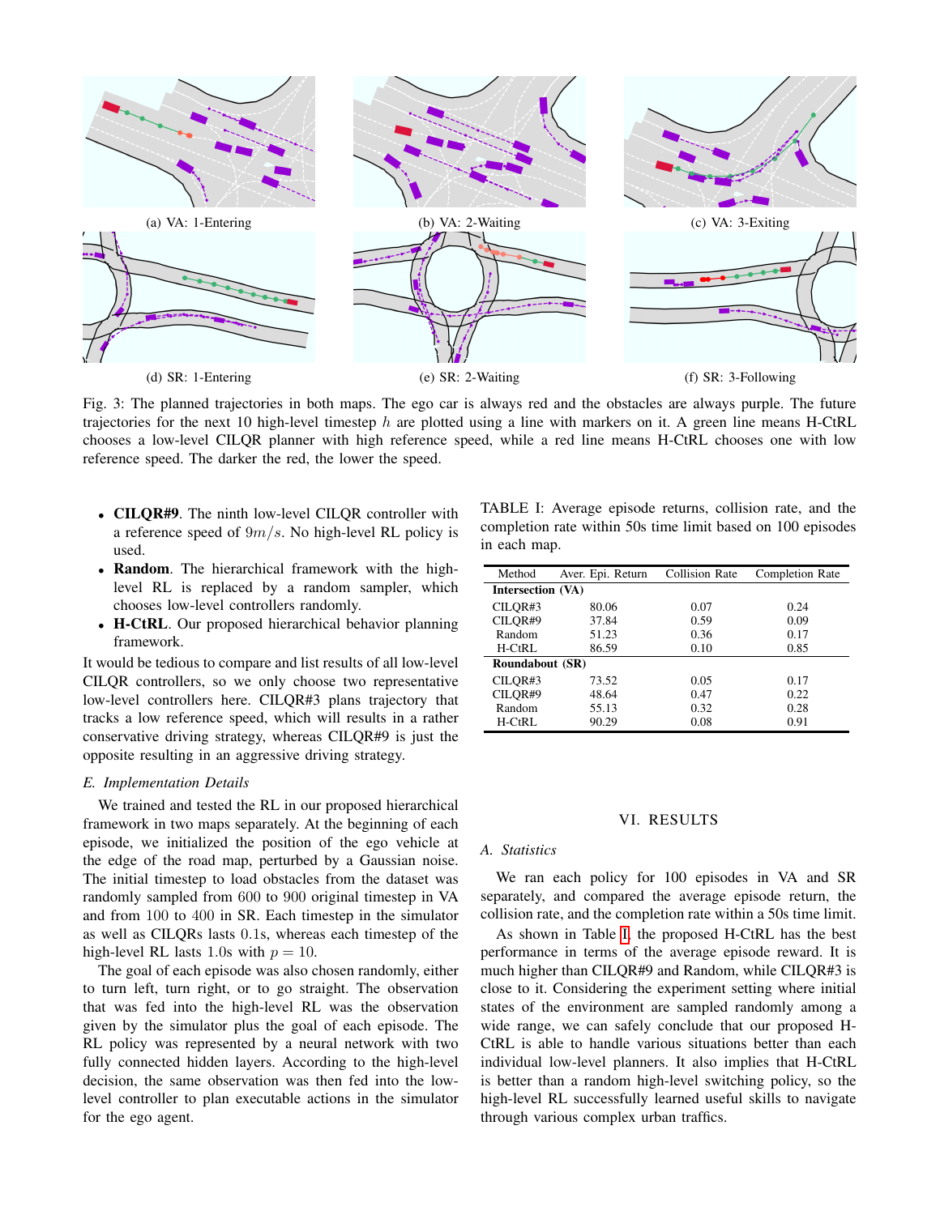(a) VA: 1-Entering

(b) VA: 2-Waiting

(c) VA: 3-Exiting

(d) SR: 1-Entering

(e) SR: 2-Waiting

(f) SR: 3-Following

Fig. 3: The planned trajectories in both maps. The ego car is always red and the obstacles are always purple. The future trajectories for the next 10 high-level timestep $h$ are plotted using a line with markers on it. A green line means H-CtRL chooses a low-level CILQR planner with high reference speed, while a red line means H-CtRL chooses one with low reference speed. The darker the red, the lower the speed.

- **CILQR#9**. The ninth low-level CILQR controller with a reference speed of $9m/s$. No high-level RL policy is used.
- **Random**. The hierarchical framework with the high-level RL is replaced by a random sampler, which chooses low-level controllers randomly.
- **H-CtRL**. Our proposed hierarchical behavior planning framework.

It would be tedious to compare and list results of all low-level CILQR controllers, so we only choose two representative low-level controllers here. CILQR#3 plans trajectory that tracks a low reference speed, which will results in a rather conservative driving strategy, whereas CILQR#9 is just the opposite resulting in an aggressive driving strategy.

### *E. Implementation Details*

We trained and tested the RL in our proposed hierarchical framework in two maps separately. At the beginning of each episode, we initialized the position of the ego vehicle at the edge of the road map, perturbed by a Gaussian noise. The initial timestep to load obstacles from the dataset was randomly sampled from 600 to 900 original timestep in VA and from 100 to 400 in SR. Each timestep in the simulator as well as CILQRs lasts $0.1$s, whereas each timestep of the high-level RL lasts $1.0$s with $p = 10$.

The goal of each episode was also chosen randomly, either to turn left, turn right, or to go straight. The observation that was fed into the high-level RL was the observation given by the simulator plus the goal of each episode. The RL policy was represented by a neural network with two fully connected hidden layers. According to the high-level decision, the same observation was then fed into the low-level controller to plan executable actions in the simulator for the ego agent.

TABLE I: Average episode returns, collision rate, and the completion rate within 50s time limit based on 100 episodes in each map.

| Method | Aver. Epi. Return | Collision Rate | Completion Rate |
|---|---|---|---|
| **Intersection (VA)** | | | |
| CILQR#3 | 80.06 | 0.07 | 0.24 |
| CILQR#9 | 37.84 | 0.59 | 0.09 |
| Random | 51.23 | 0.36 | 0.17 |
| H-CtRL | 86.59 | 0.10 | 0.85 |
| **Roundabout (SR)** | | | |
| CILQR#3 | 73.52 | 0.05 | 0.17 |
| CILQR#9 | 48.64 | 0.47 | 0.22 |
| Random | 55.13 | 0.32 | 0.28 |
| H-CtRL | 90.29 | 0.08 | 0.91 |

## VI. RESULTS

### *A. Statistics*

We ran each policy for 100 episodes in VA and SR separately, and compared the average episode return, the collision rate, and the completion rate within a 50s time limit.

As shown in Table I, the proposed H-CtRL has the best performance in terms of the average episode reward. It is much higher than CILQR#9 and Random, while CILQR#3 is close to it. Considering the experiment setting where initial states of the environment are sampled randomly among a wide range, we can safely conclude that our proposed H-CtRL is able to handle various situations better than each individual low-level planners. It also implies that H-CtRL is better than a random high-level switching policy, so the high-level RL successfully learned useful skills to navigate through various complex urban traffics.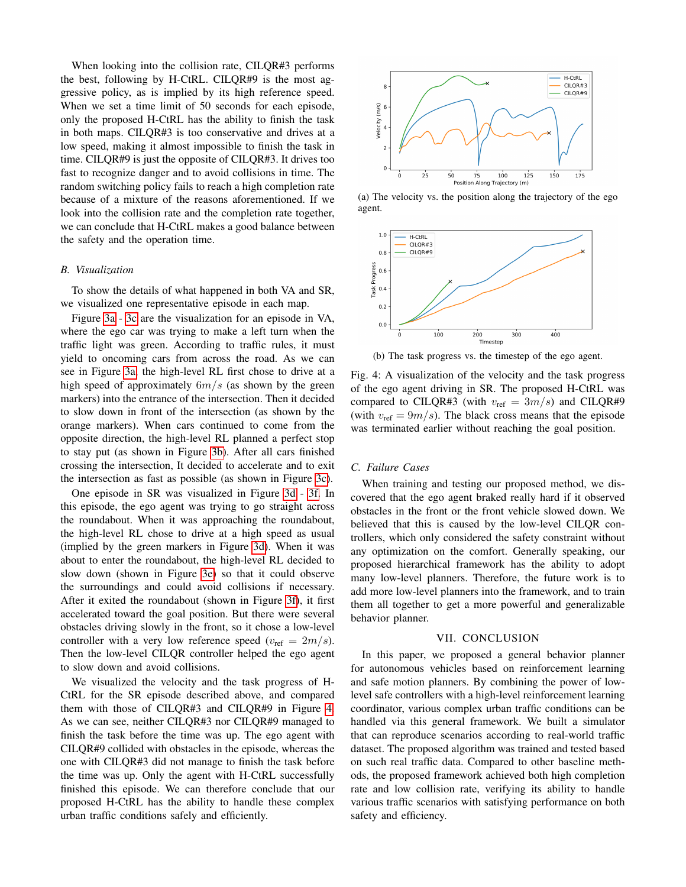When looking into the collision rate, CILQR#3 performs the best, following by H-CtRL. CILQR#9 is the most aggressive policy, as is implied by its high reference speed. When we set a time limit of 50 seconds for each episode, only the proposed H-CtRL has the ability to finish the task in both maps. CILQR#3 is too conservative and drives at a low speed, making it almost impossible to finish the task in time. CILQR#9 is just the opposite of CILQR#3. It drives too fast to recognize danger and to avoid collisions in time. The random switching policy fails to reach a high completion rate because of a mixture of the reasons aforementioned. If we look into the collision rate and the completion rate together, we can conclude that H-CtRL makes a good balance between the safety and the operation time.

### B. Visualization

To show the details of what happened in both VA and SR, we visualized one representative episode in each map.

Figure 3a - 3c are the visualization for an episode in VA, where the ego car was trying to make a left turn when the traffic light was green. According to traffic rules, it must yield to oncoming cars from across the road. As we can see in Figure 3a, the high-level RL first chose to drive at a high speed of approximately $6m/s$ (as shown by the green markers) into the entrance of the intersection. Then it decided to slow down in front of the intersection (as shown by the orange markers). When cars continued to come from the opposite direction, the high-level RL planned a perfect stop to stay put (as shown in Figure 3b). After all cars finished crossing the intersection, It decided to accelerate and to exit the intersection as fast as possible (as shown in Figure 3c).

One episode in SR was visualized in Figure 3d - 3f. In this episode, the ego agent was trying to go straight across the roundabout. When it was approaching the roundabout, the high-level RL chose to drive at a high speed as usual (implied by the green markers in Figure 3d). When it was about to enter the roundabout, the high-level RL decided to slow down (shown in Figure 3e) so that it could observe the surroundings and could avoid collisions if necessary. After it exited the roundabout (shown in Figure 3f), it first accelerated toward the goal position. But there were several obstacles driving slowly in the front, so it chose a low-level controller with a very low reference speed ($v_{\text{ref}} = 2m/s$). Then the low-level CILQR controller helped the ego agent to slow down and avoid collisions.

We visualized the velocity and the task progress of H-CtRL for the SR episode described above, and compared them with those of CILQR#3 and CILQR#9 in Figure 4. As we can see, neither CILQR#3 nor CILQR#9 managed to finish the task before the time was up. The ego agent with CILQR#9 collided with obstacles in the episode, whereas the one with CILQR#3 did not manage to finish the task before the time was up. Only the agent with H-CtRL successfully finished this episode. We can therefore conclude that our proposed H-CtRL has the ability to handle these complex urban traffic conditions safely and efficiently.

(a) The velocity vs. the position along the trajectory of the ego agent.

(b) The task progress vs. the timestep of the ego agent.

Fig. 4: A visualization of the velocity and the task progress of the ego agent driving in SR. The proposed H-CtRL was compared to CILQR#3 (with $v_{\text{ref}} = 3m/s$) and CILQR#9 (with $v_{\text{ref}} = 9m/s$). The black cross means that the episode was terminated earlier without reaching the goal position.

### C. Failure Cases

When training and testing our proposed method, we discovered that the ego agent braked really hard if it observed obstacles in the front or the front vehicle slowed down. We believed that this is caused by the low-level CILQR controllers, which only considered the safety constraint without any optimization on the comfort. Generally speaking, our proposed hierarchical framework has the ability to adopt many low-level planners. Therefore, the future work is to add more low-level planners into the framework, and to train them all together to get a more powerful and generalizable behavior planner.

## VII. CONCLUSION

In this paper, we proposed a general behavior planner for autonomous vehicles based on reinforcement learning and safe motion planners. By combining the power of low-level safe controllers with a high-level reinforcement learning coordinator, various complex urban traffic conditions can be handled via this general framework. We built a simulator that can reproduce scenarios according to real-world traffic dataset. The proposed algorithm was trained and tested based on such real traffic data. Compared to other baseline methods, the proposed framework achieved both high completion rate and low collision rate, verifying its ability to handle various traffic scenarios with satisfying performance on both safety and efficiency.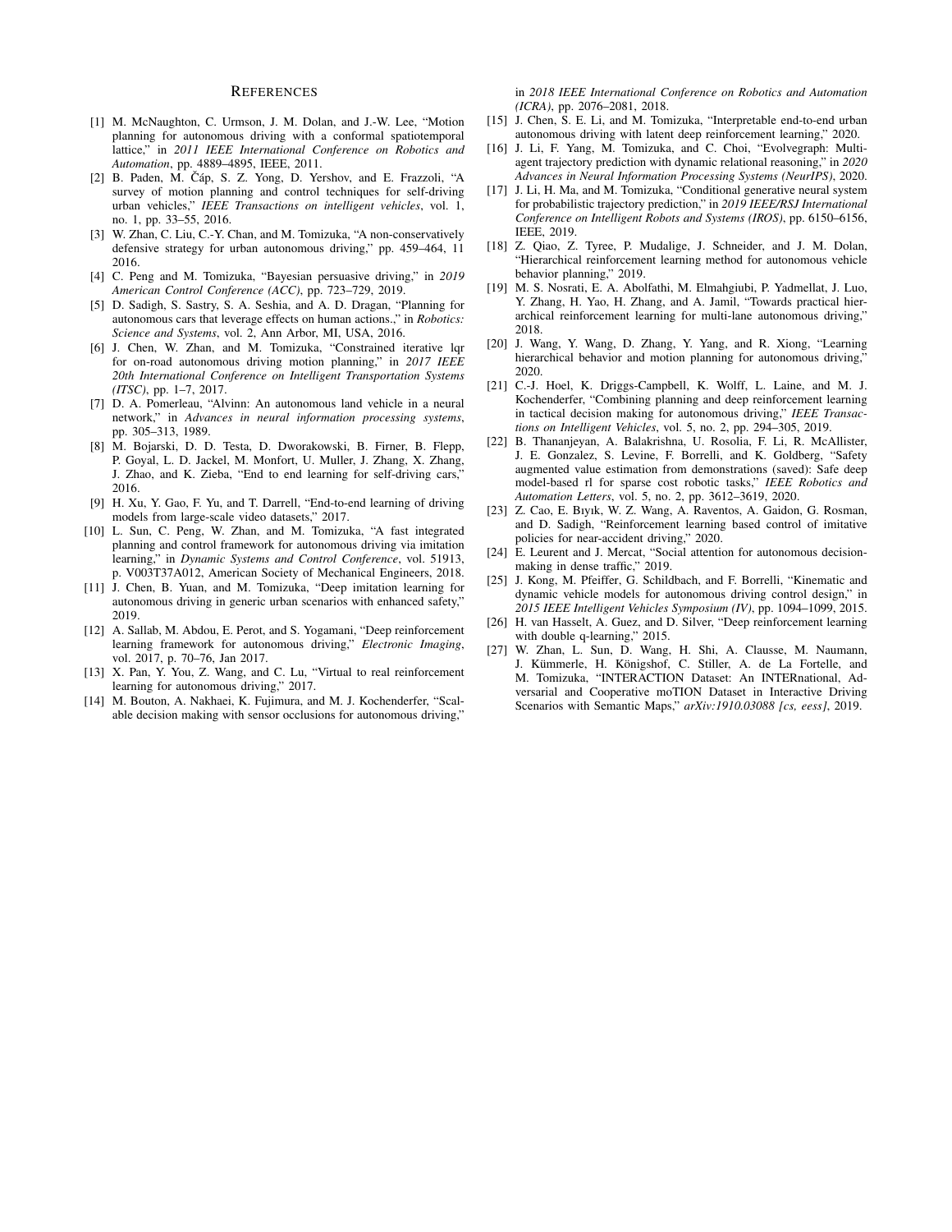# References

[1] M. McNaughton, C. Urmson, J. M. Dolan, and J.-W. Lee, "Motion planning for autonomous driving with a conformal spatiotemporal lattice," in *2011 IEEE International Conference on Robotics and Automation*, pp. 4889–4895, IEEE, 2011.

[2] B. Paden, M. Čáp, S. Z. Yong, D. Yershov, and E. Frazzoli, "A survey of motion planning and control techniques for self-driving urban vehicles," *IEEE Transactions on intelligent vehicles*, vol. 1, no. 1, pp. 33–55, 2016.

[3] W. Zhan, C. Liu, C.-Y. Chan, and M. Tomizuka, "A non-conservatively defensive strategy for urban autonomous driving," pp. 459–464, 11 2016.

[4] C. Peng and M. Tomizuka, "Bayesian persuasive driving," in *2019 American Control Conference (ACC)*, pp. 723–729, 2019.

[5] D. Sadigh, S. Sastry, S. A. Seshia, and A. D. Dragan, "Planning for autonomous cars that leverage effects on human actions.," in *Robotics: Science and Systems*, vol. 2, Ann Arbor, MI, USA, 2016.

[6] J. Chen, W. Zhan, and M. Tomizuka, "Constrained iterative lqr for on-road autonomous driving motion planning," in *2017 IEEE 20th International Conference on Intelligent Transportation Systems (ITSC)*, pp. 1–7, 2017.

[7] D. A. Pomerleau, "Alvinn: An autonomous land vehicle in a neural network," in *Advances in neural information processing systems*, pp. 305–313, 1989.

[8] M. Bojarski, D. D. Testa, D. Dworakowski, B. Firner, B. Flepp, P. Goyal, L. D. Jackel, M. Monfort, U. Muller, J. Zhang, X. Zhang, J. Zhao, and K. Zieba, "End to end learning for self-driving cars," 2016.

[9] H. Xu, Y. Gao, F. Yu, and T. Darrell, "End-to-end learning of driving models from large-scale video datasets," 2017.

[10] L. Sun, C. Peng, W. Zhan, and M. Tomizuka, "A fast integrated planning and control framework for autonomous driving via imitation learning," in *Dynamic Systems and Control Conference*, vol. 51913, p. V003T37A012, American Society of Mechanical Engineers, 2018.

[11] J. Chen, B. Yuan, and M. Tomizuka, "Deep imitation learning for autonomous driving in generic urban scenarios with enhanced safety," 2019.

[12] A. Sallab, M. Abdou, E. Perot, and S. Yogamani, "Deep reinforcement learning framework for autonomous driving," *Electronic Imaging*, vol. 2017, p. 70–76, Jan 2017.

[13] X. Pan, Y. You, Z. Wang, and C. Lu, "Virtual to real reinforcement learning for autonomous driving," 2017.

[14] M. Bouton, A. Nakhaei, K. Fujimura, and M. J. Kochenderfer, "Scalable decision making with sensor occlusions for autonomous driving," in *2018 IEEE International Conference on Robotics and Automation (ICRA)*, pp. 2076–2081, 2018.

[15] J. Chen, S. E. Li, and M. Tomizuka, "Interpretable end-to-end urban autonomous driving with latent deep reinforcement learning," 2020.

[16] J. Li, F. Yang, M. Tomizuka, and C. Choi, "Evolvegraph: Multi-agent trajectory prediction with dynamic relational reasoning," in *2020 Advances in Neural Information Processing Systems (NeurIPS)*, 2020.

[17] J. Li, H. Ma, and M. Tomizuka, "Conditional generative neural system for probabilistic trajectory prediction," in *2019 IEEE/RSJ International Conference on Intelligent Robots and Systems (IROS)*, pp. 6150–6156, IEEE, 2019.

[18] Z. Qiao, Z. Tyree, P. Mudalige, J. Schneider, and J. M. Dolan, "Hierarchical reinforcement learning method for autonomous vehicle behavior planning," 2019.

[19] M. S. Nosrati, E. A. Abolfathi, M. Elmahgiubi, P. Yadmellat, J. Luo, Y. Zhang, H. Yao, H. Zhang, and A. Jamil, "Towards practical hierarchical reinforcement learning for multi-lane autonomous driving," 2018.

[20] J. Wang, Y. Wang, D. Zhang, Y. Yang, and R. Xiong, "Learning hierarchical behavior and motion planning for autonomous driving," 2020.

[21] C.-J. Hoel, K. Driggs-Campbell, K. Wolff, L. Laine, and M. J. Kochenderfer, "Combining planning and deep reinforcement learning in tactical decision making for autonomous driving," *IEEE Transactions on Intelligent Vehicles*, vol. 5, no. 2, pp. 294–305, 2019.

[22] B. Thananjeyan, A. Balakrishna, U. Rosolia, F. Li, R. McAllister, J. E. Gonzalez, S. Levine, F. Borrelli, and K. Goldberg, "Safety augmented value estimation from demonstrations (saved): Safe deep model-based rl for sparse cost robotic tasks," *IEEE Robotics and Automation Letters*, vol. 5, no. 2, pp. 3612–3619, 2020.

[23] Z. Cao, E. Bıyık, W. Z. Wang, A. Raventos, A. Gaidon, G. Rosman, and D. Sadigh, "Reinforcement learning based control of imitative policies for near-accident driving," 2020.

[24] E. Leurent and J. Mercat, "Social attention for autonomous decision-making in dense traffic," 2019.

[25] J. Kong, M. Pfeiffer, G. Schildbach, and F. Borrelli, "Kinematic and dynamic vehicle models for autonomous driving control design," in *2015 IEEE Intelligent Vehicles Symposium (IV)*, pp. 1094–1099, 2015.

[26] H. van Hasselt, A. Guez, and D. Silver, "Deep reinforcement learning with double q-learning," 2015.

[27] W. Zhan, L. Sun, D. Wang, H. Shi, A. Clausse, M. Naumann, J. Kümmerle, H. Königshof, C. Stiller, A. de La Fortelle, and M. Tomizuka, "INTERACTION Dataset: An INTERnational, Adversarial and Cooperative moTION Dataset in Interactive Driving Scenarios with Semantic Maps," *arXiv:1910.03088 [cs, eess]*, 2019.